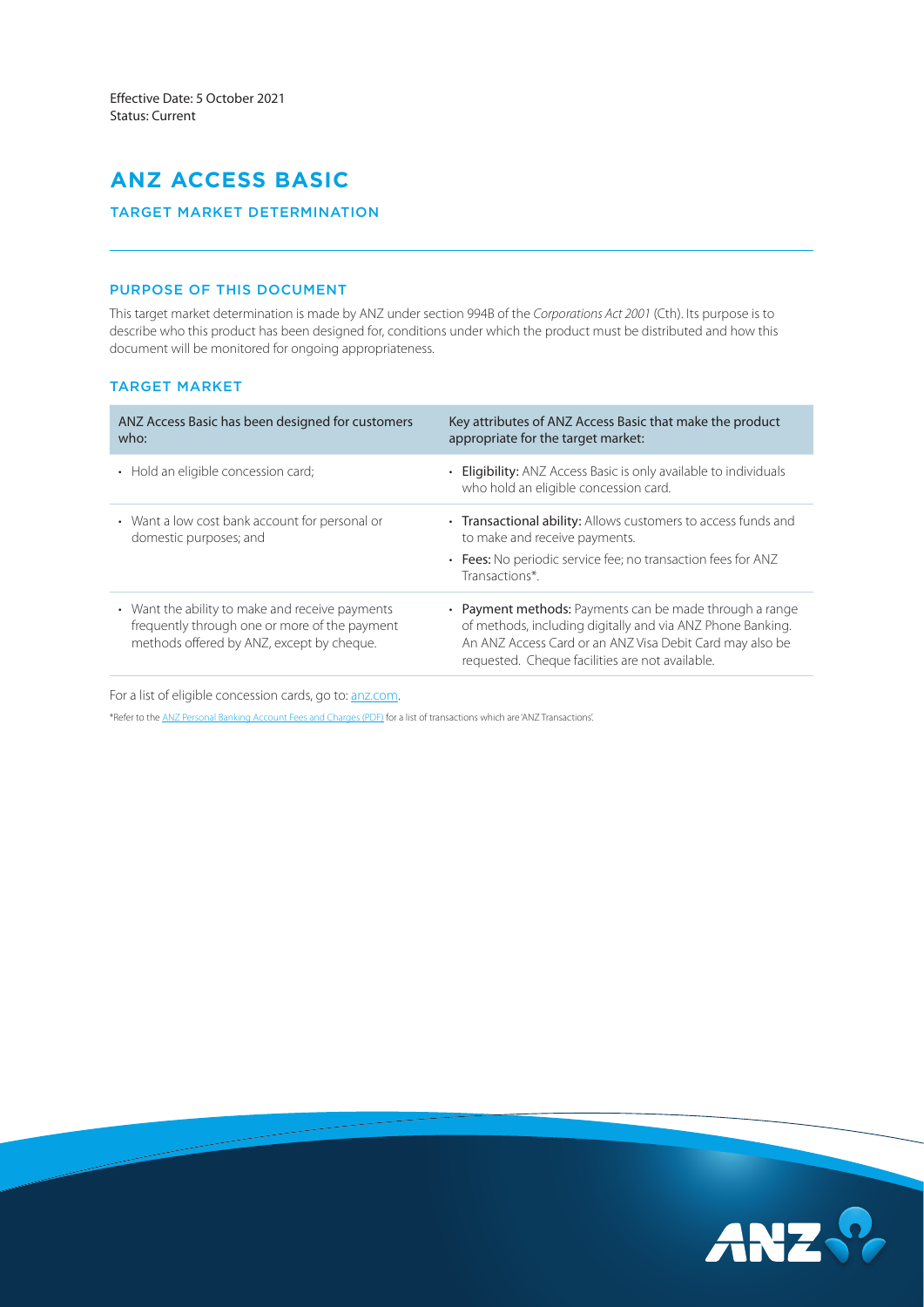Effective Date: 5 October 2021
Status: Current

# ANZ ACCESS BASIC

## TARGET MARKET DETERMINATION

### PURPOSE OF THIS DOCUMENT

This target market determination is made by ANZ under section 994B of the *Corporations Act 2001* (Cth). Its purpose is to describe who this product has been designed for, conditions under which the product must be distributed and how this document will be monitored for ongoing appropriateness.

### TARGET MARKET

| ANZ Access Basic has been designed for customers who: | Key attributes of ANZ Access Basic that make the product appropriate for the target market: |
| --- | --- |
| • Hold an eligible concession card; | • **Eligibility:** ANZ Access Basic is only available to individuals who hold an eligible concession card. |
| • Want a low cost bank account for personal or domestic purposes; and | • **Transactional ability:** Allows customers to access funds and to make and receive payments.<br>• **Fees:** No periodic service fee; no transaction fees for ANZ Transactions*. |
| • Want the ability to make and receive payments frequently through one or more of the payment methods offered by ANZ, except by cheque. | • **Payment methods:** Payments can be made through a range of methods, including digitally and via ANZ Phone Banking. An ANZ Access Card or an ANZ Visa Debit Card may also be requested. Cheque facilities are not available. |

For a list of eligible concession cards, go to: anz.com.

*Refer to the ANZ Personal Banking Account Fees and Charges (PDF) for a list of transactions which are 'ANZ Transactions'.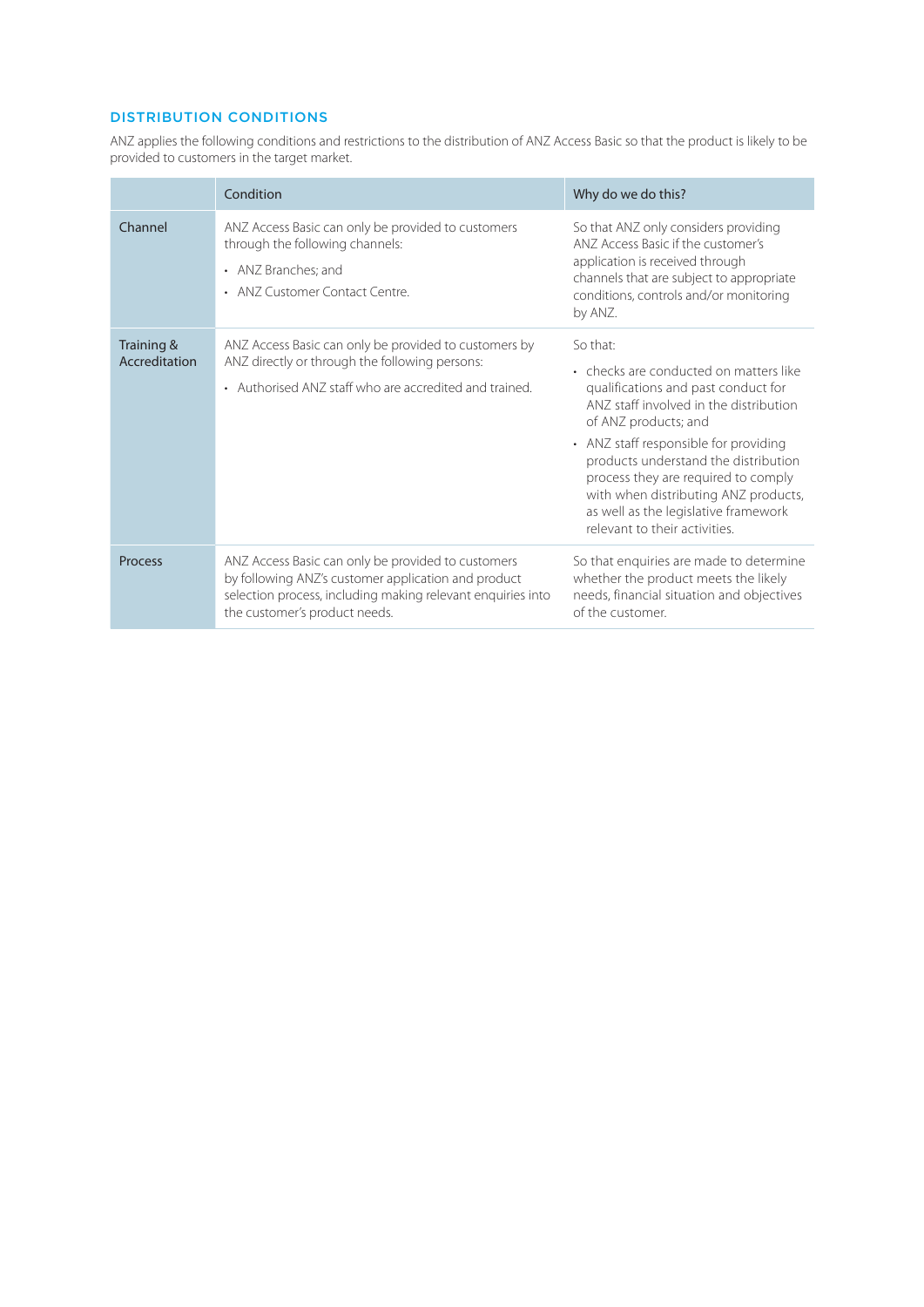## DISTRIBUTION CONDITIONS

ANZ applies the following conditions and restrictions to the distribution of ANZ Access Basic so that the product is likely to be provided to customers in the target market.

| | Condition | Why do we do this? |
|---|---|---|
| Channel | ANZ Access Basic can only be provided to customers through the following channels:<br>• ANZ Branches; and<br>• ANZ Customer Contact Centre. | So that ANZ only considers providing ANZ Access Basic if the customer's application is received through channels that are subject to appropriate conditions, controls and/or monitoring by ANZ. |
| Training & Accreditation | ANZ Access Basic can only be provided to customers by ANZ directly or through the following persons:<br>• Authorised ANZ staff who are accredited and trained. | So that:<br>• checks are conducted on matters like qualifications and past conduct for ANZ staff involved in the distribution of ANZ products; and<br>• ANZ staff responsible for providing products understand the distribution process they are required to comply with when distributing ANZ products, as well as the legislative framework relevant to their activities. |
| Process | ANZ Access Basic can only be provided to customers by following ANZ's customer application and product selection process, including making relevant enquiries into the customer's product needs. | So that enquiries are made to determine whether the product meets the likely needs, financial situation and objectives of the customer. |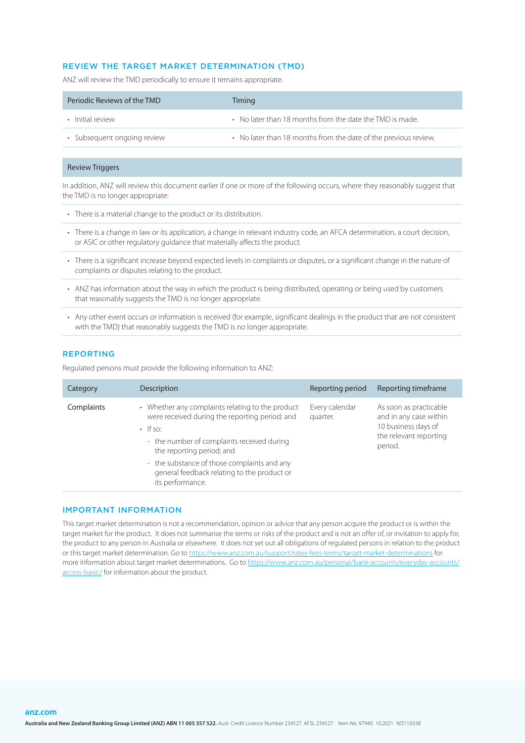## REVIEW THE TARGET MARKET DETERMINATION (TMD)

ANZ will review the TMD periodically to ensure it remains appropriate.

| Periodic Reviews of the TMD | Timing |
|---|---|
| • Initial review | • No later than 18 months from the date the TMD is made. |
| • Subsequent ongoing review | • No later than 18 months from the date of the previous review. |

### Review Triggers

In addition, ANZ will review this document earlier if one or more of the following occurs, where they reasonably suggest that the TMD is no longer appropriate:

- There is a material change to the product or its distribution.
- There is a change in law or its application, a change in relevant industry code, an AFCA determination, a court decision, or ASIC or other regulatory guidance that materially affects the product.
- There is a significant increase beyond expected levels in complaints or disputes, or a significant change in the nature of complaints or disputes relating to the product.
- ANZ has information about the way in which the product is being distributed, operating or being used by customers that reasonably suggests the TMD is no longer appropriate.
- Any other event occurs or information is received (for example, significant dealings in the product that are not consistent with the TMD) that reasonably suggests the TMD is no longer appropriate.

## REPORTING

Regulated persons must provide the following information to ANZ:

| Category | Description | Reporting period | Reporting timeframe |
|---|---|---|---|
| Complaints | • Whether any complaints relating to the product were received during the reporting period; and<br>• If so:<br>- the number of complaints received during the reporting period; and<br>- the substance of those complaints and any general feedback relating to the product or its performance. | Every calendar quarter. | As soon as practicable and in any case within 10 business days of the relevant reporting period. |

## IMPORTANT INFORMATION

This target market determination is not a recommendation, opinion or advice that any person acquire the product or is within the target market for the product. It does not summarise the terms or risks of the product and is not an offer of, or invitation to apply for, the product to any person in Australia or elsewhere. It does not set out all obligations of regulated persons in relation to the product or this target market determination. Go to https://www.anz.com.au/support/rates-fees-terms/target-market-determinations for more information about target market determinations. Go to https://www.anz.com.au/personal/bank-accounts/everyday-accounts/access-basic/ for information about the product.

anz.com

**Australia and New Zealand Banking Group Limited (ANZ) ABN 11 005 357 522.** Aust. Credit Licence Number 234527. AFSL 234527. Item No. 97940 10.2021 WZ110338